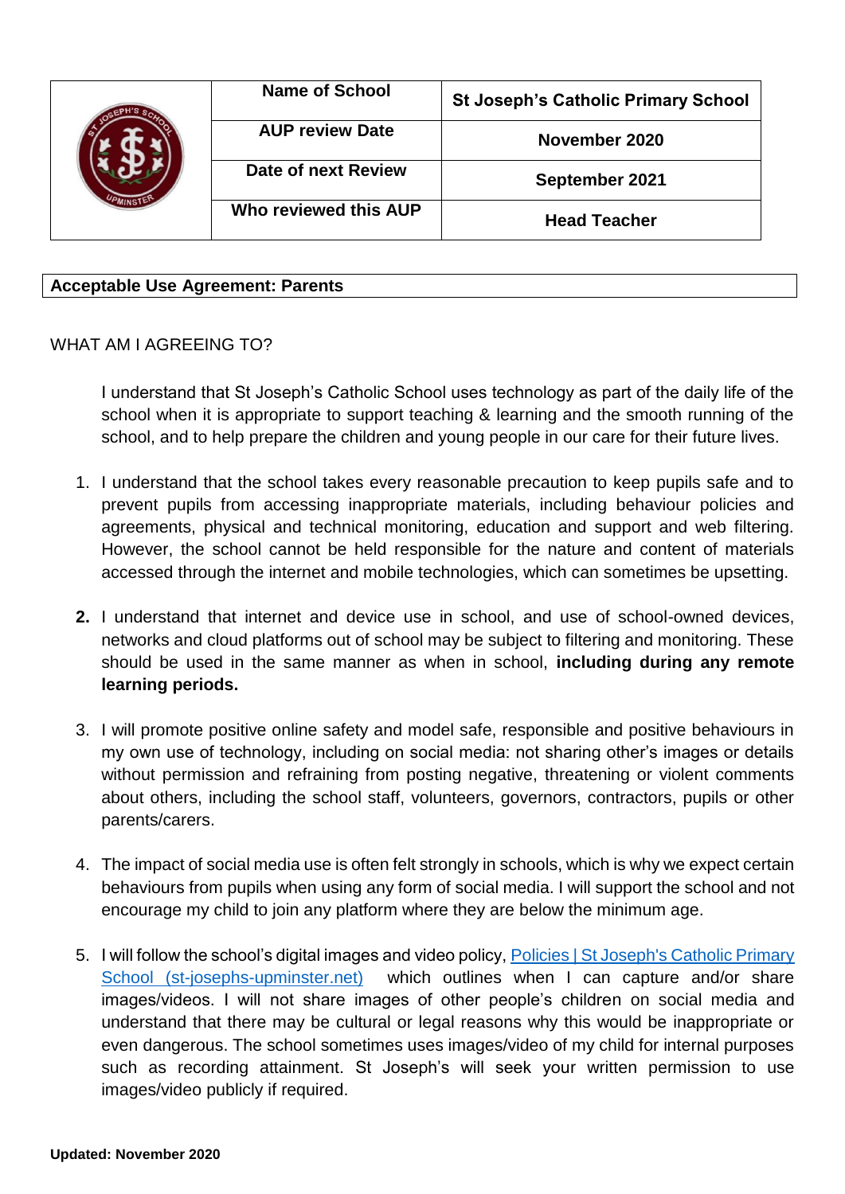| | Name of School | St Joseph's Catholic Primary School |
|---|---|---|
| | AUP review Date | November 2020 |
| | Date of next Review | September 2021 |
| | Who reviewed this AUP | Head Teacher |

**Acceptable Use Agreement: Parents**

WHAT AM I AGREEING TO?

I understand that St Joseph's Catholic School uses technology as part of the daily life of the school when it is appropriate to support teaching & learning and the smooth running of the school, and to help prepare the children and young people in our care for their future lives.

1. I understand that the school takes every reasonable precaution to keep pupils safe and to prevent pupils from accessing inappropriate materials, including behaviour policies and agreements, physical and technical monitoring, education and support and web filtering. However, the school cannot be held responsible for the nature and content of materials accessed through the internet and mobile technologies, which can sometimes be upsetting.

2. I understand that internet and device use in school, and use of school-owned devices, networks and cloud platforms out of school may be subject to filtering and monitoring. These should be used in the same manner as when in school, **including during any remote learning periods.**

3. I will promote positive online safety and model safe, responsible and positive behaviours in my own use of technology, including on social media: not sharing other's images or details without permission and refraining from posting negative, threatening or violent comments about others, including the school staff, volunteers, governors, contractors, pupils or other parents/carers.

4. The impact of social media use is often felt strongly in schools, which is why we expect certain behaviours from pupils when using any form of social media. I will support the school and not encourage my child to join any platform where they are below the minimum age.

5. I will follow the school's digital images and video policy, [Policies | St Joseph's Catholic Primary School (st-josephs-upminster.net)](st-josephs-upminster.net) which outlines when I can capture and/or share images/videos. I will not share images of other people's children on social media and understand that there may be cultural or legal reasons why this would be inappropriate or even dangerous. The school sometimes uses images/video of my child for internal purposes such as recording attainment. St Joseph's will seek your written permission to use images/video publicly if required.

**Updated: November 2020**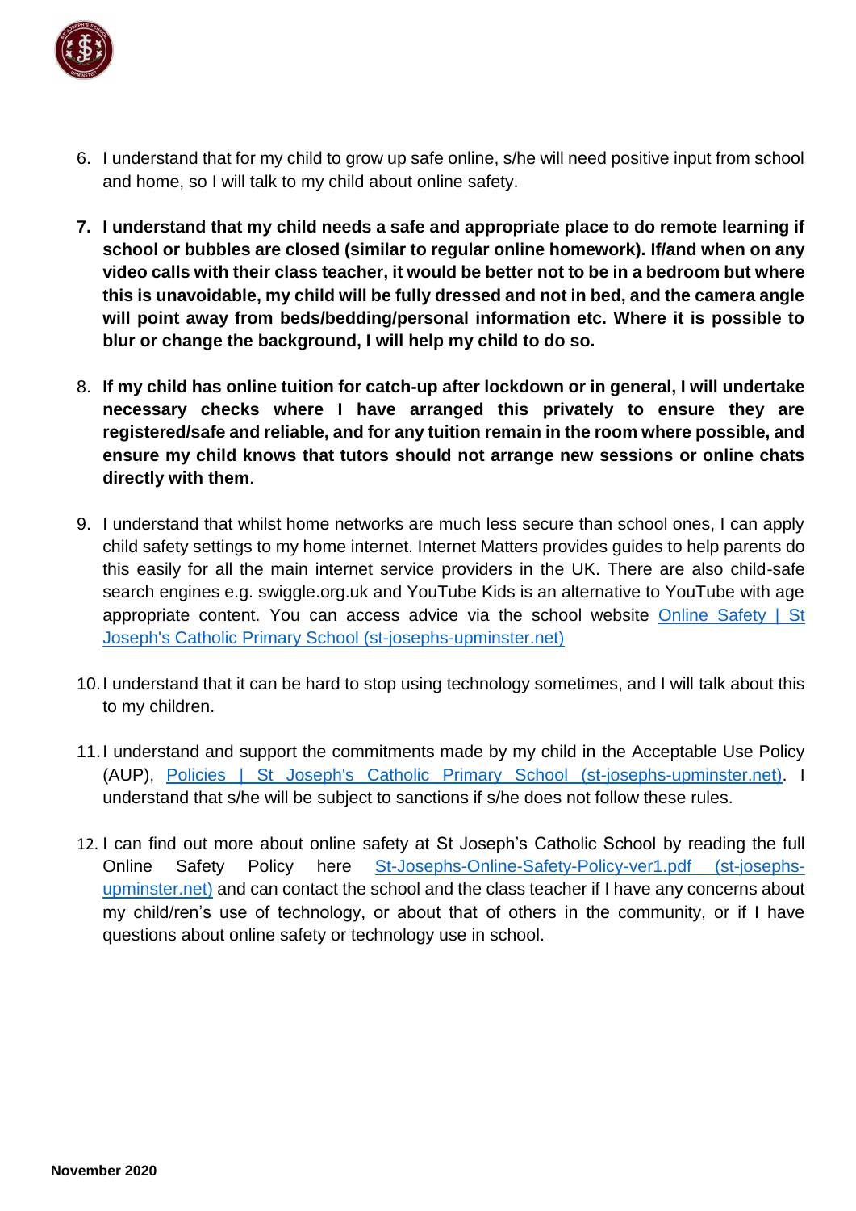6. I understand that for my child to grow up safe online, s/he will need positive input from school and home, so I will talk to my child about online safety.

7. **I understand that my child needs a safe and appropriate place to do remote learning if school or bubbles are closed (similar to regular online homework). If/and when on any video calls with their class teacher, it would be better not to be in a bedroom but where this is unavoidable, my child will be fully dressed and not in bed, and the camera angle will point away from beds/bedding/personal information etc. Where it is possible to blur or change the background, I will help my child to do so.**

8. **If my child has online tuition for catch-up after lockdown or in general, I will undertake necessary checks where I have arranged this privately to ensure they are registered/safe and reliable, and for any tuition remain in the room where possible, and ensure my child knows that tutors should not arrange new sessions or online chats directly with them**.

9. I understand that whilst home networks are much less secure than school ones, I can apply child safety settings to my home internet. Internet Matters provides guides to help parents do this easily for all the main internet service providers in the UK. There are also child-safe search engines e.g. swiggle.org.uk and YouTube Kids is an alternative to YouTube with age appropriate content. You can access advice via the school website [Online Safety | St Joseph's Catholic Primary School (st-josephs-upminster.net)]()

10. I understand that it can be hard to stop using technology sometimes, and I will talk about this to my children.

11. I understand and support the commitments made by my child in the Acceptable Use Policy (AUP), [Policies | St Joseph's Catholic Primary School (st-josephs-upminster.net)](). I understand that s/he will be subject to sanctions if s/he does not follow these rules.

12. I can find out more about online safety at St Joseph's Catholic School by reading the full Online Safety Policy here [St-Josephs-Online-Safety-Policy-ver1.pdf (st-josephs-upminster.net)]() and can contact the school and the class teacher if I have any concerns about my child/ren's use of technology, or about that of others in the community, or if I have questions about online safety or technology use in school.

**November 2020**